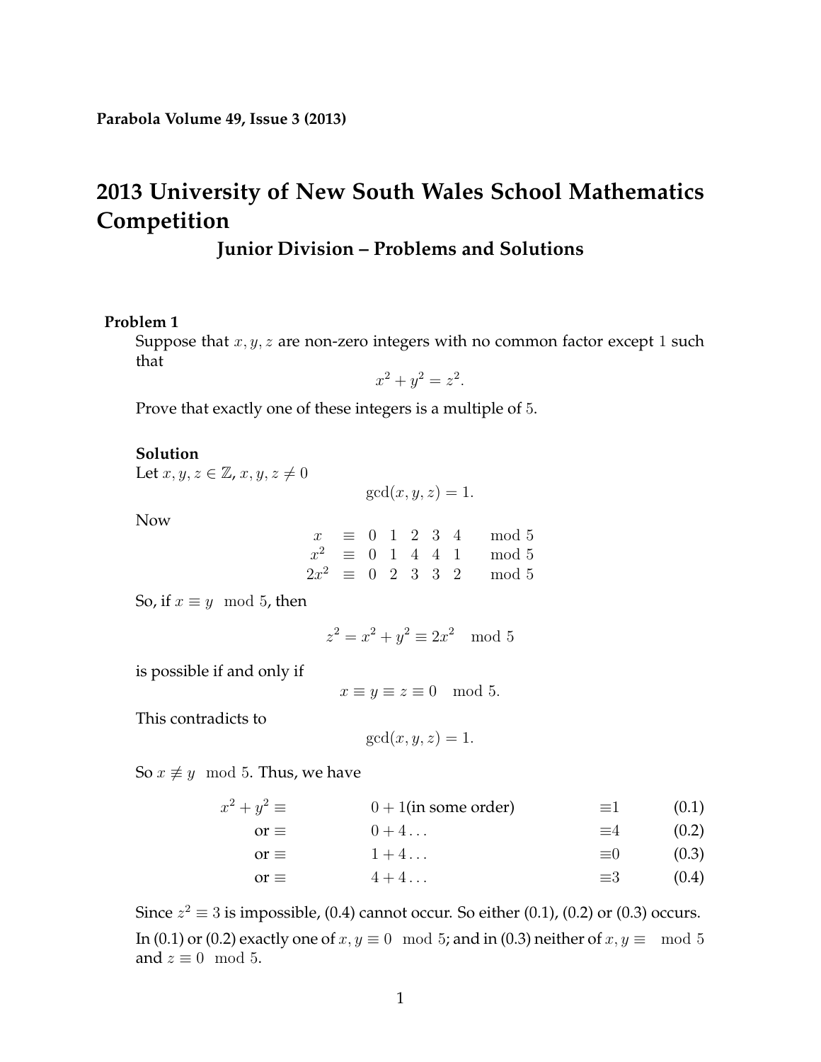**Parabola Volume 49, Issue 3 (2013)**

# 2013 University of New South Wales School Mathematics Competition

## Junior Division – Problems and Solutions

### Problem 1

Suppose that $x, y, z$ are non-zero integers with no common factor except $1$ such that

$$x^2 + y^2 = z^2.$$

Prove that exactly one of these integers is a multiple of $5$.

#### Solution

Let $x, y, z \in \mathbb{Z}$, $x, y, z \neq 0$

$$\gcd(x, y, z) = 1.$$

Now

$$\begin{array}{rcccccc l} x & \equiv & 0 & 1 & 2 & 3 & 4 & \mod 5 \\ x^2 & \equiv & 0 & 1 & 4 & 4 & 1 & \mod 5 \\ 2x^2 & \equiv & 0 & 2 & 3 & 3 & 2 & \mod 5 \end{array}$$

So, if $x \equiv y \mod 5$, then

$$z^2 = x^2 + y^2 \equiv 2x^2 \mod 5$$

is possible if and only if

$$x \equiv y \equiv z \equiv 0 \mod 5.$$

This contradicts to

$$\gcd(x, y, z) = 1.$$

So $x \not\equiv y \mod 5$. Thus, we have

$$\begin{aligned} x^2 + y^2 \equiv & \quad 0 + 1 \text{(in some order)} & \equiv 1 \qquad (0.1) \\ \text{or} \equiv & \quad 0 + 4 \ldots & \equiv 4 \qquad (0.2) \\ \text{or} \equiv & \quad 1 + 4 \ldots & \equiv 0 \qquad (0.3) \\ \text{or} \equiv & \quad 4 + 4 \ldots & \equiv 3 \qquad (0.4) \end{aligned}$$

Since $z^2 \equiv 3$ is impossible, (0.4) cannot occur. So either (0.1), (0.2) or (0.3) occurs.

In (0.1) or (0.2) exactly one of $x, y \equiv 0 \mod 5$; and in (0.3) neither of $x, y \equiv \mod 5$ and $z \equiv 0 \mod 5$.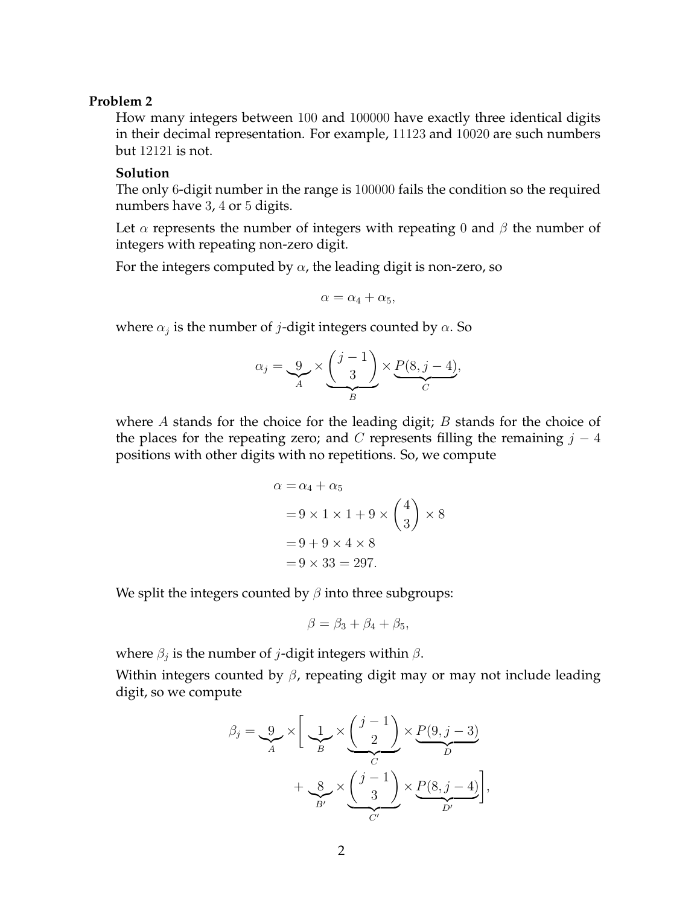**Problem 2**

How many integers between 100 and 100000 have exactly three identical digits in their decimal representation. For example, 11123 and 10020 are such numbers but 12121 is not.

**Solution**

The only 6-digit number in the range is 100000 fails the condition so the required numbers have 3, 4 or 5 digits.

Let $\alpha$ represents the number of integers with repeating 0 and $\beta$ the number of integers with repeating non-zero digit.

For the integers computed by $\alpha$, the leading digit is non-zero, so

$$\alpha = \alpha_4 + \alpha_5,$$

where $\alpha_j$ is the number of $j$-digit integers counted by $\alpha$. So

$$\alpha_j = \underbrace{9}_{A} \times \underbrace{\binom{j-1}{3}}_{B} \times \underbrace{P(8, j-4)}_{C},$$

where $A$ stands for the choice for the leading digit; $B$ stands for the choice of the places for the repeating zero; and $C$ represents filling the remaining $j - 4$ positions with other digits with no repetitions. So, we compute

$$\begin{aligned}
\alpha &= \alpha_4 + \alpha_5 \\
&= 9 \times 1 \times 1 + 9 \times \binom{4}{3} \times 8 \\
&= 9 + 9 \times 4 \times 8 \\
&= 9 \times 33 = 297.
\end{aligned}$$

We split the integers counted by $\beta$ into three subgroups:

$$\beta = \beta_3 + \beta_4 + \beta_5,$$

where $\beta_j$ is the number of $j$-digit integers within $\beta$.

Within integers counted by $\beta$, repeating digit may or may not include leading digit, so we compute

$$\begin{aligned}
\beta_j = \underbrace{9}_{A} \times \Bigg[ & \underbrace{1}_{B} \times \underbrace{\binom{j-1}{2}}_{C} \times \underbrace{P(9, j-3)}_{D} \\
& + \underbrace{8}_{B'} \times \underbrace{\binom{j-1}{3}}_{C'} \times \underbrace{P(8, j-4)}_{D'} \Bigg],
\end{aligned}$$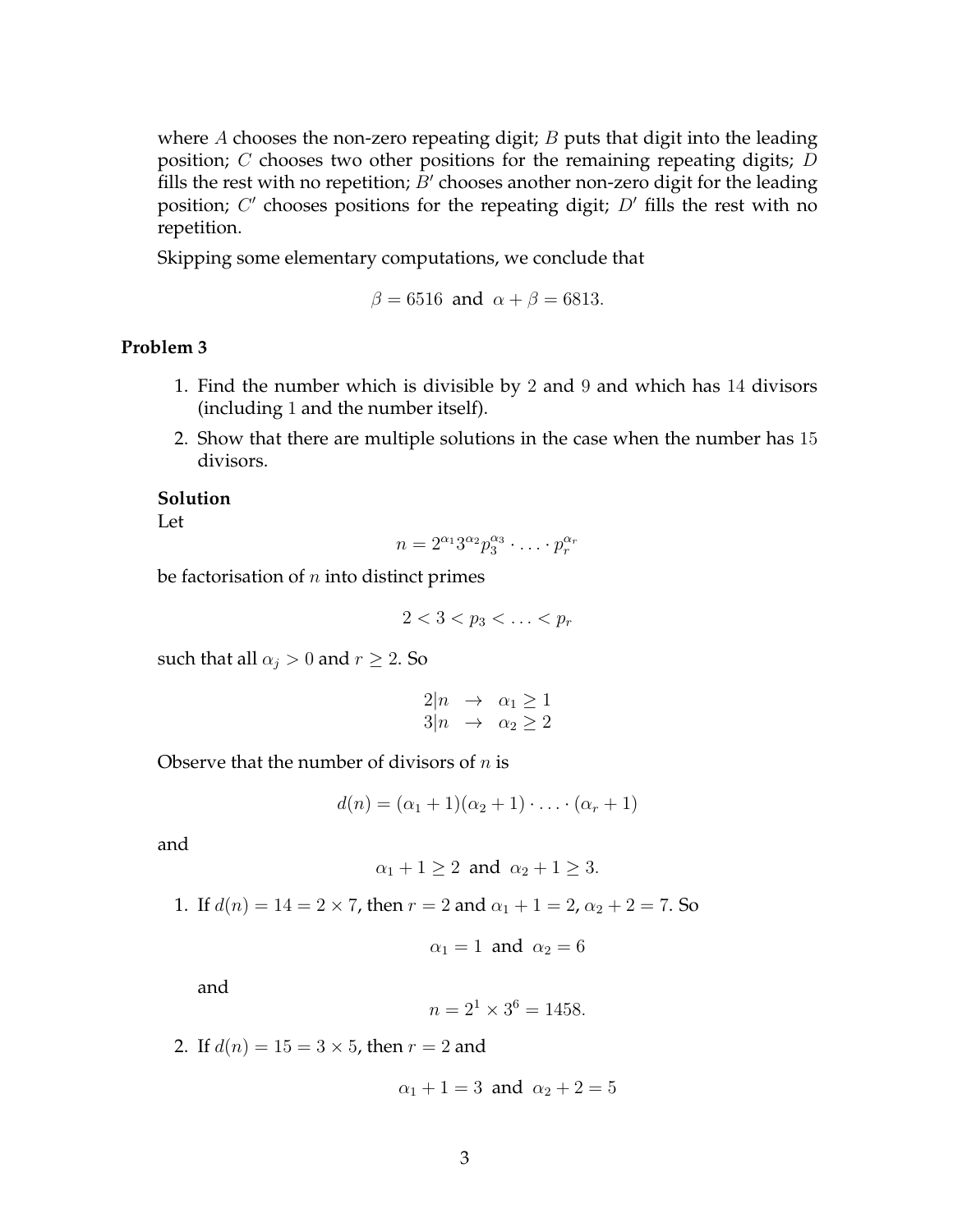where $A$ chooses the non-zero repeating digit; $B$ puts that digit into the leading position; $C$ chooses two other positions for the remaining repeating digits; $D$ fills the rest with no repetition; $B'$ chooses another non-zero digit for the leading position; $C'$ chooses positions for the repeating digit; $D'$ fills the rest with no repetition.

Skipping some elementary computations, we conclude that

$$\beta = 6516 \text{ and } \alpha + \beta = 6813.$$

**Problem 3**

1. Find the number which is divisible by 2 and 9 and which has 14 divisors (including 1 and the number itself).
2. Show that there are multiple solutions in the case when the number has 15 divisors.

**Solution**

Let

$$n = 2^{\alpha_1} 3^{\alpha_2} p_3^{\alpha_3} \cdot \ldots \cdot p_r^{\alpha_r}$$

be factorisation of $n$ into distinct primes

$$2 < 3 < p_3 < \ldots < p_r$$

such that all $\alpha_j > 0$ and $r \geq 2$. So

$$\begin{array}{lcl} 2|n & \rightarrow & \alpha_1 \geq 1 \\ 3|n & \rightarrow & \alpha_2 \geq 2 \end{array}$$

Observe that the number of divisors of $n$ is

$$d(n) = (\alpha_1 + 1)(\alpha_2 + 1) \cdot \ldots \cdot (\alpha_r + 1)$$

and

$$\alpha_1 + 1 \geq 2 \text{ and } \alpha_2 + 1 \geq 3.$$

1. If $d(n) = 14 = 2 \times 7$, then $r = 2$ and $\alpha_1 + 1 = 2$, $\alpha_2 + 2 = 7$. So

$$\alpha_1 = 1 \text{ and } \alpha_2 = 6$$

and

$$n = 2^1 \times 3^6 = 1458.$$

2. If $d(n) = 15 = 3 \times 5$, then $r = 2$ and

$$\alpha_1 + 1 = 3 \text{ and } \alpha_2 + 2 = 5$$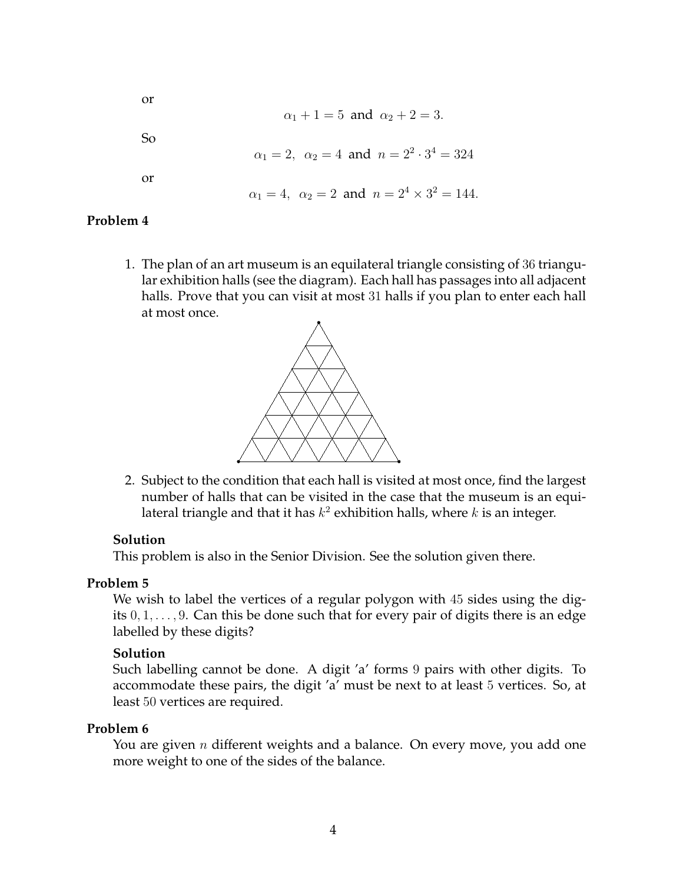or

$$\alpha_1 + 1 = 5 \text{ and } \alpha_2 + 2 = 3.$$

So

$$\alpha_1 = 2, \ \alpha_2 = 4 \text{ and } n = 2^2 \cdot 3^4 = 324$$

or

$$\alpha_1 = 4, \ \alpha_2 = 2 \text{ and } n = 2^4 \times 3^2 = 144.$$

**Problem 4**

1. The plan of an art museum is an equilateral triangle consisting of 36 triangular exhibition halls (see the diagram). Each hall has passages into all adjacent halls. Prove that you can visit at most 31 halls if you plan to enter each hall at most once.

2. Subject to the condition that each hall is visited at most once, find the largest number of halls that can be visited in the case that the museum is an equilateral triangle and that it has $k^2$ exhibition halls, where $k$ is an integer.

**Solution**

This problem is also in the Senior Division. See the solution given there.

**Problem 5**

We wish to label the vertices of a regular polygon with 45 sides using the digits $0, 1, \ldots, 9$. Can this be done such that for every pair of digits there is an edge labelled by these digits?

**Solution**

Such labelling cannot be done. A digit 'a' forms 9 pairs with other digits. To accommodate these pairs, the digit 'a' must be next to at least 5 vertices. So, at least 50 vertices are required.

**Problem 6**

You are given $n$ different weights and a balance. On every move, you add one more weight to one of the sides of the balance.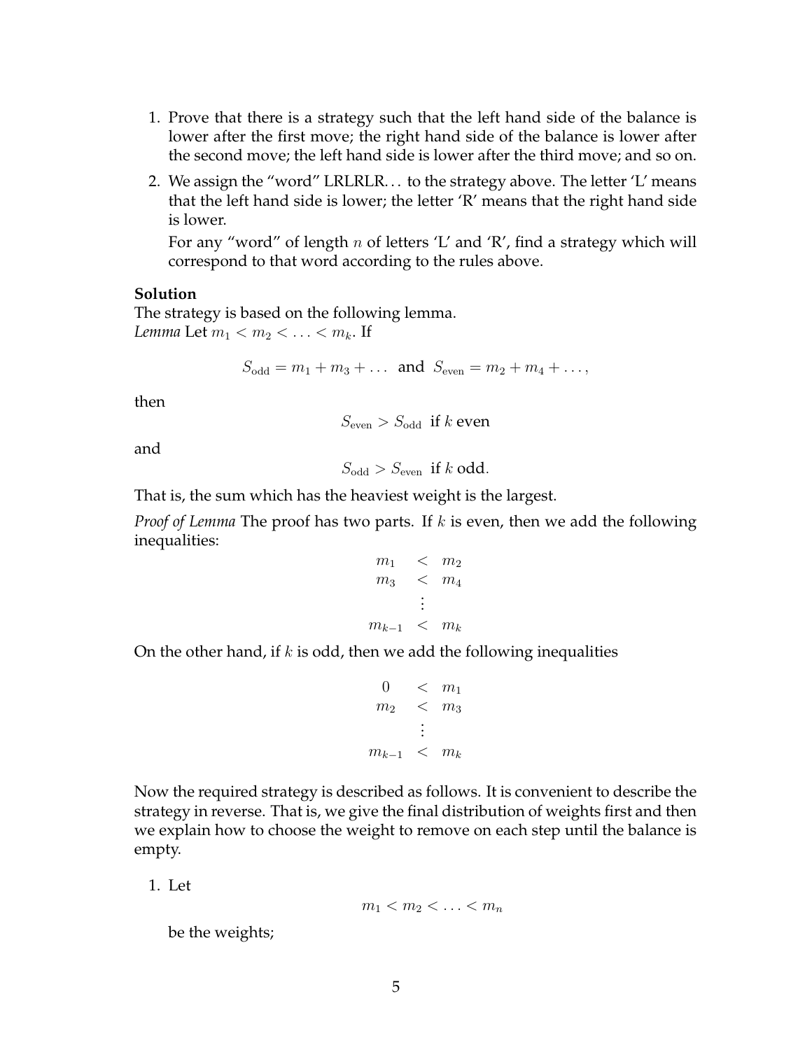1. Prove that there is a strategy such that the left hand side of the balance is lower after the first move; the right hand side of the balance is lower after the second move; the left hand side is lower after the third move; and so on.
2. We assign the "word" LRLRLR... to the strategy above. The letter 'L' means that the left hand side is lower; the letter 'R' means that the right hand side is lower.

   For any "word" of length $n$ of letters 'L' and 'R', find a strategy which will correspond to that word according to the rules above.

**Solution**
The strategy is based on the following lemma.
*Lemma* Let $m_1 < m_2 < \ldots < m_k$. If

$$S_{\text{odd}} = m_1 + m_3 + \ldots \text{ and } S_{\text{even}} = m_2 + m_4 + \ldots,$$

then

$$S_{\text{even}} > S_{\text{odd}} \text{ if } k \text{ even}$$

and

$$S_{\text{odd}} > S_{\text{even}} \text{ if } k \text{ odd}.$$

That is, the sum which has the heaviest weight is the largest.

*Proof of Lemma* The proof has two parts. If $k$ is even, then we add the following inequalities:

$$\begin{array}{ccc} m_1 & < & m_2 \\ m_3 & < & m_4 \\ & \vdots & \\ m_{k-1} & < & m_k \end{array}$$

On the other hand, if $k$ is odd, then we add the following inequalities

$$\begin{array}{ccc} 0 & < & m_1 \\ m_2 & < & m_3 \\ & \vdots & \\ m_{k-1} & < & m_k \end{array}$$

Now the required strategy is described as follows. It is convenient to describe the strategy in reverse. That is, we give the final distribution of weights first and then we explain how to choose the weight to remove on each step until the balance is empty.

1. Let

   $$m_1 < m_2 < \ldots < m_n$$

   be the weights;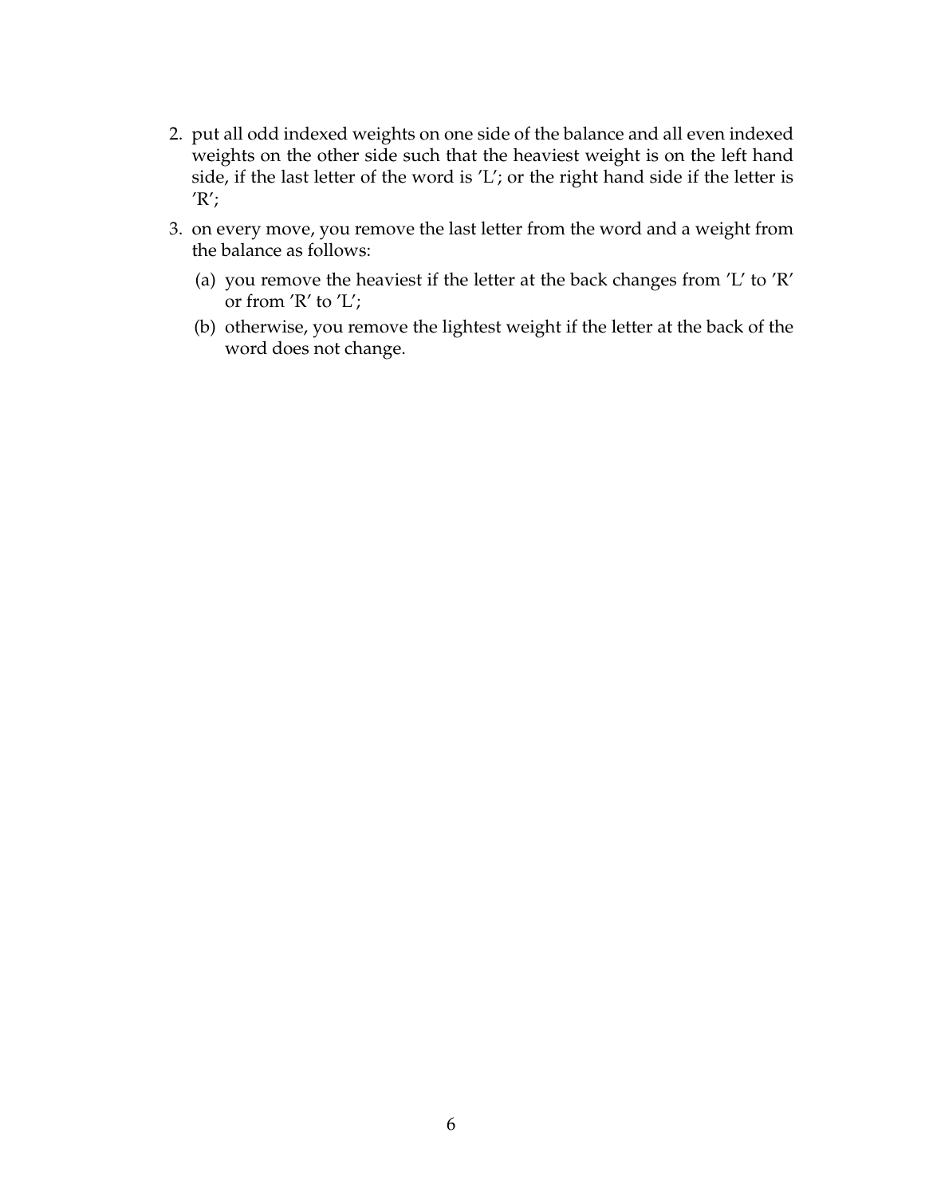2. put all odd indexed weights on one side of the balance and all even indexed weights on the other side such that the heaviest weight is on the left hand side, if the last letter of the word is 'L'; or the right hand side if the letter is 'R';
3. on every move, you remove the last letter from the word and a weight from the balance as follows:
   (a) you remove the heaviest if the letter at the back changes from 'L' to 'R' or from 'R' to 'L';
   (b) otherwise, you remove the lightest weight if the letter at the back of the word does not change.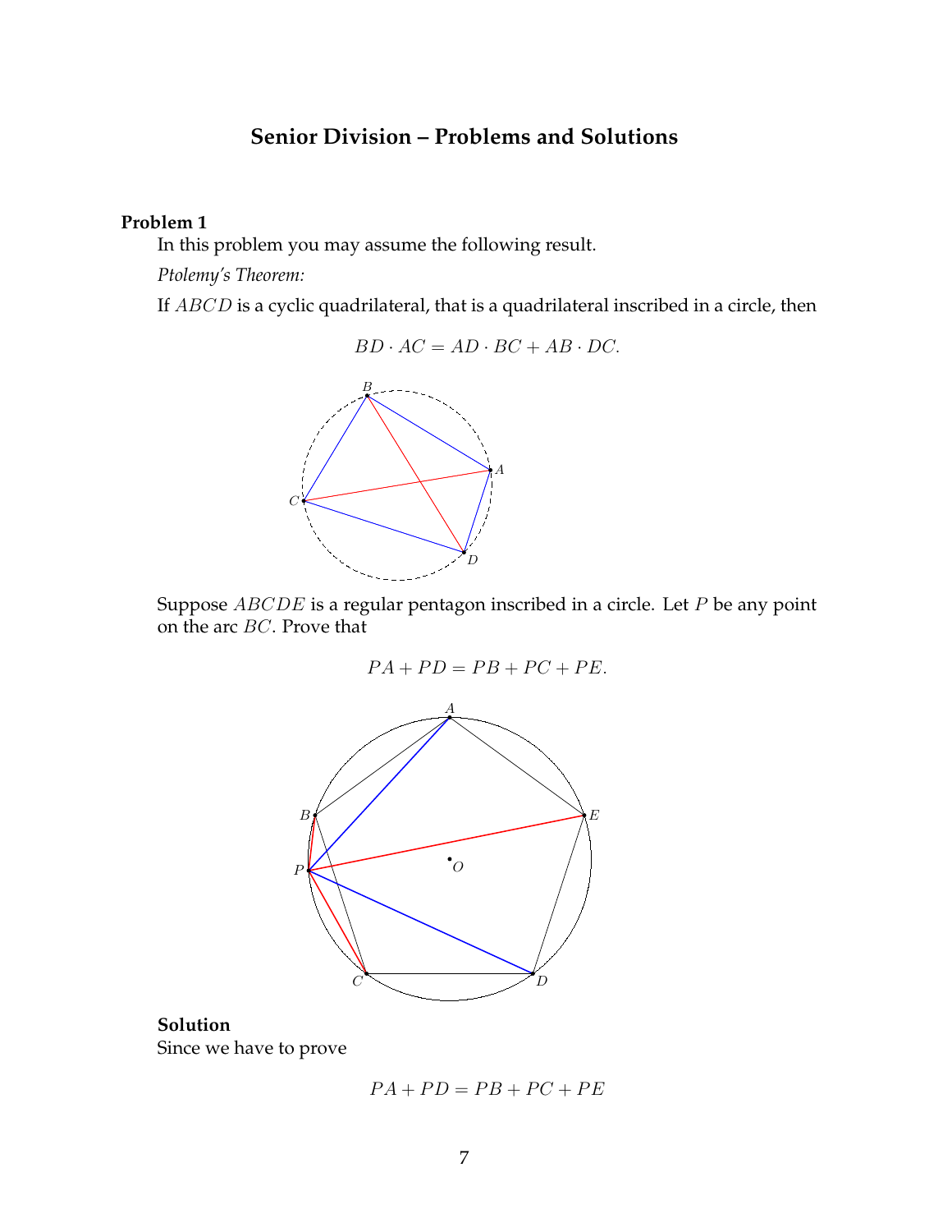## Senior Division – Problems and Solutions

### Problem 1

In this problem you may assume the following result.

*Ptolemy's Theorem:*

If $ABCD$ is a cyclic quadrilateral, that is a quadrilateral inscribed in a circle, then

$$BD \cdot AC = AD \cdot BC + AB \cdot DC.$$

Suppose $ABCDE$ is a regular pentagon inscribed in a circle. Let $P$ be any point on the arc $BC$. Prove that

$$PA + PD = PB + PC + PE.$$

**Solution**

Since we have to prove

$$PA + PD = PB + PC + PE$$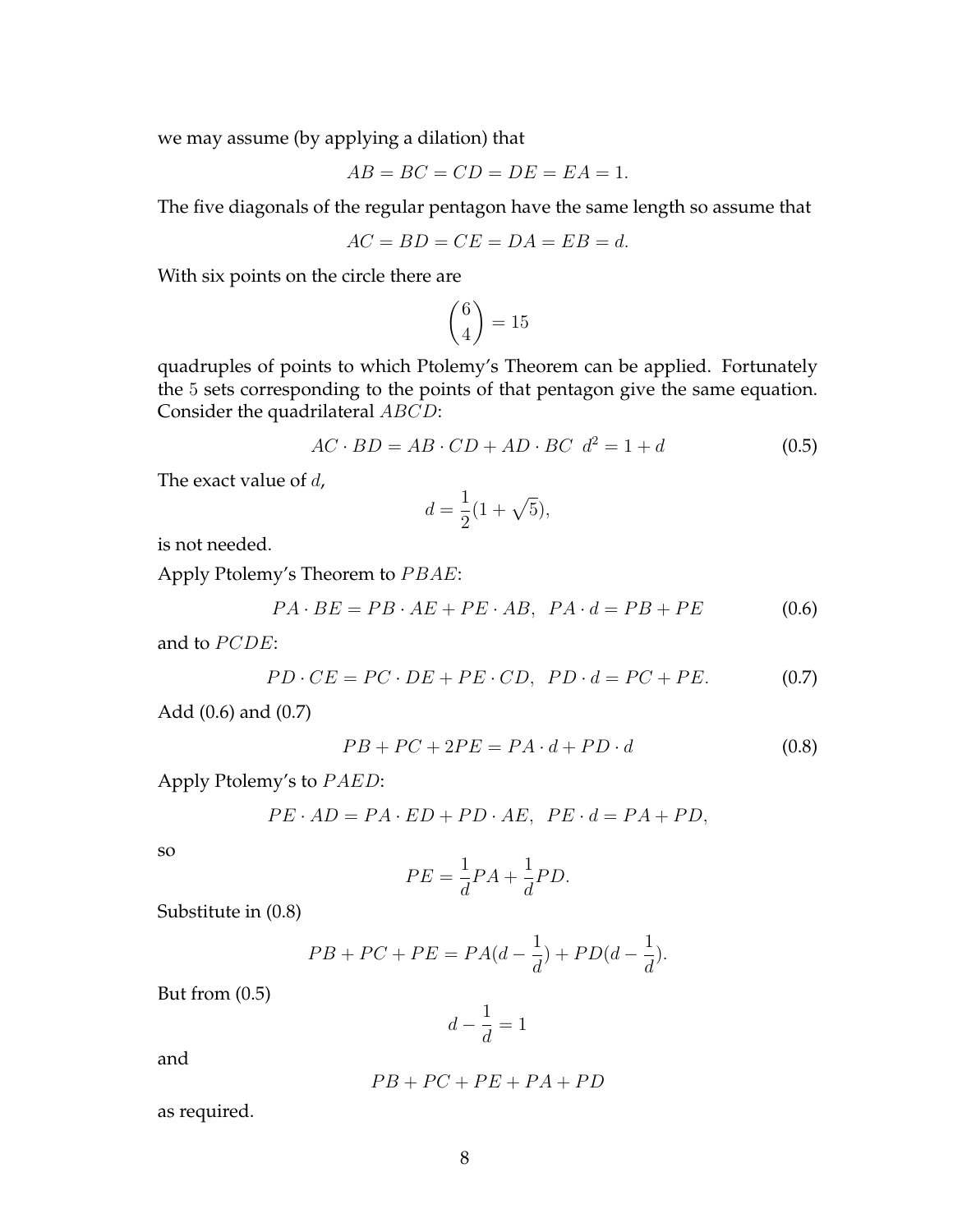we may assume (by applying a dilation) that

$$AB = BC = CD = DE = EA = 1.$$

The five diagonals of the regular pentagon have the same length so assume that

$$AC = BD = CE = DA = EB = d.$$

With six points on the circle there are

$$\binom{6}{4} = 15$$

quadruples of points to which Ptolemy's Theorem can be applied. Fortunately the 5 sets corresponding to the points of that pentagon give the same equation. Consider the quadrilateral $ABCD$:

$$AC \cdot BD = AB \cdot CD + AD \cdot BC \;\; d^2 = 1 + d \tag{0.5}$$

The exact value of $d$,

$$d = \frac{1}{2}(1 + \sqrt{5}),$$

is not needed.

Apply Ptolemy's Theorem to $PBAE$:

$$PA \cdot BE = PB \cdot AE + PE \cdot AB, \;\; PA \cdot d = PB + PE \tag{0.6}$$

and to $PCDE$:

$$PD \cdot CE = PC \cdot DE + PE \cdot CD, \;\; PD \cdot d = PC + PE. \tag{0.7}$$

Add (0.6) and (0.7)

$$PB + PC + 2PE = PA \cdot d + PD \cdot d \tag{0.8}$$

Apply Ptolemy's to $PAED$:

$$PE \cdot AD = PA \cdot ED + PD \cdot AE, \;\; PE \cdot d = PA + PD,$$

so

$$PE = \frac{1}{d}PA + \frac{1}{d}PD.$$

Substitute in (0.8)

$$PB + PC + PE = PA(d - \frac{1}{d}) + PD(d - \frac{1}{d}).$$

But from (0.5)

$$d - \frac{1}{d} = 1$$

and

$$PB + PC + PE + PA + PD$$

as required.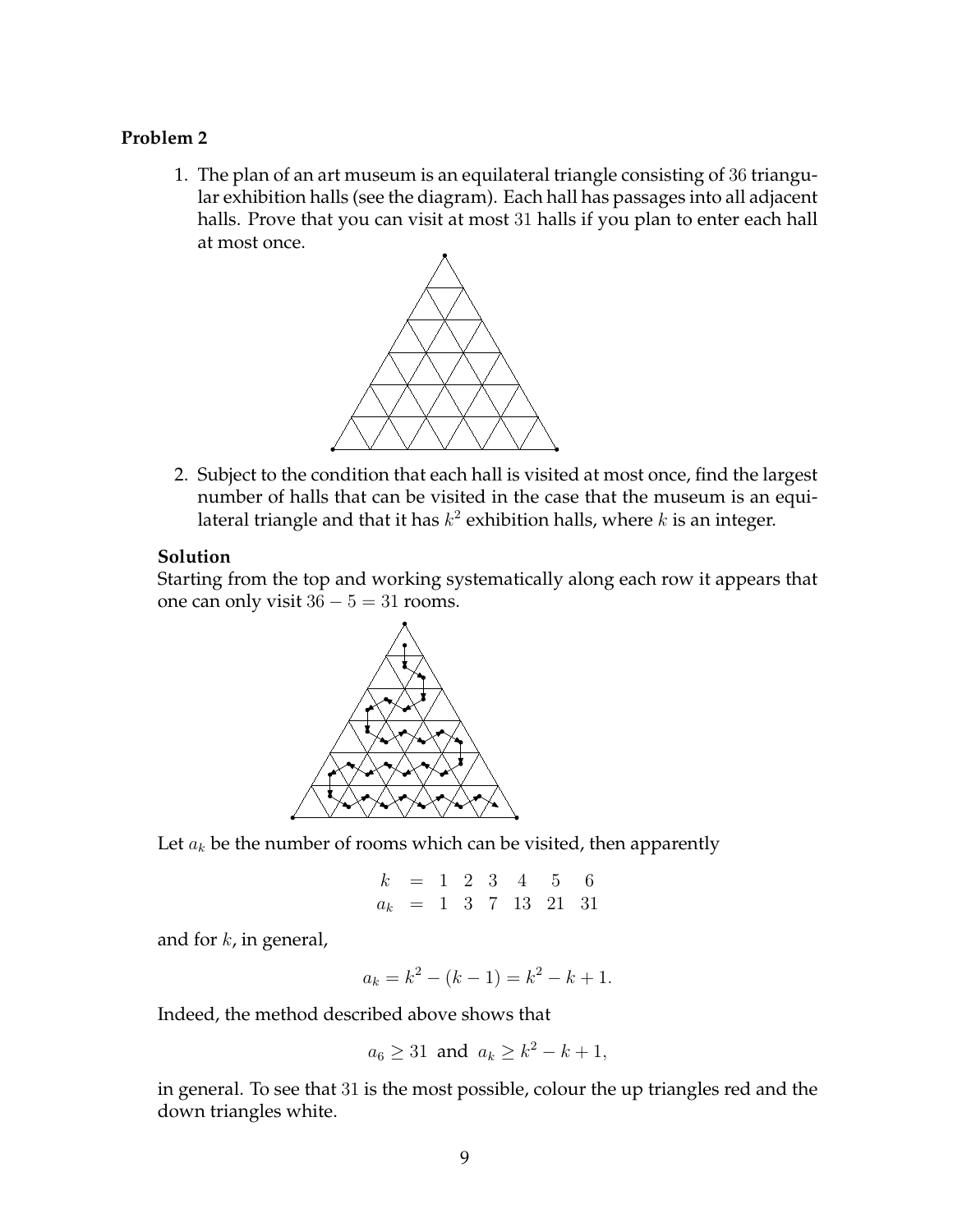**Problem 2**

1. The plan of an art museum is an equilateral triangle consisting of 36 triangular exhibition halls (see the diagram). Each hall has passages into all adjacent halls. Prove that you can visit at most 31 halls if you plan to enter each hall at most once.

2. Subject to the condition that each hall is visited at most once, find the largest number of halls that can be visited in the case that the museum is an equilateral triangle and that it has $k^2$ exhibition halls, where $k$ is an integer.

**Solution**

Starting from the top and working systematically along each row it appears that one can only visit $36 - 5 = 31$ rooms.

Let $a_k$ be the number of rooms which can be visited, then apparently

$$
\begin{array}{rcllllll}
k & = & 1 & 2 & 3 & 4 & 5 & 6 \\
a_k & = & 1 & 3 & 7 & 13 & 21 & 31
\end{array}
$$

and for $k$, in general,

$$a_k = k^2 - (k-1) = k^2 - k + 1.$$

Indeed, the method described above shows that

$$a_6 \geq 31 \text{ and } a_k \geq k^2 - k + 1,$$

in general. To see that 31 is the most possible, colour the up triangles red and the down triangles white.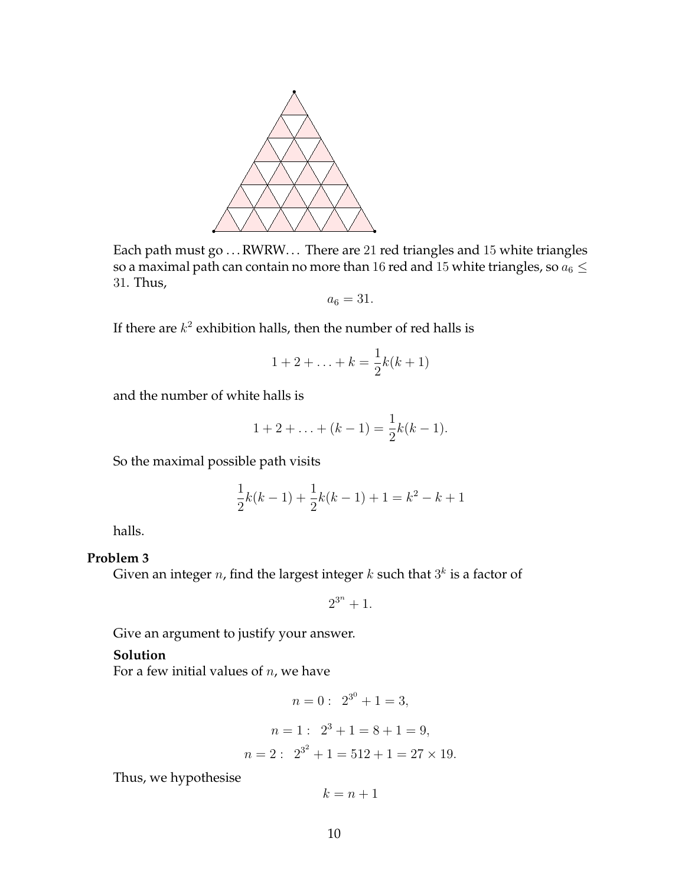Each path must go ...RWRW... There are 21 red triangles and 15 white triangles so a maximal path can contain no more than 16 red and 15 white triangles, so $a_6 \leq 31$. Thus,

$$a_6 = 31.$$

If there are $k^2$ exhibition halls, then the number of red halls is

$$1 + 2 + \ldots + k = \frac{1}{2}k(k+1)$$

and the number of white halls is

$$1 + 2 + \ldots + (k-1) = \frac{1}{2}k(k-1).$$

So the maximal possible path visits

$$\frac{1}{2}k(k-1) + \frac{1}{2}k(k-1) + 1 = k^2 - k + 1$$

halls.

**Problem 3**

Given an integer $n$, find the largest integer $k$ such that $3^k$ is a factor of

$$2^{3^n} + 1.$$

Give an argument to justify your answer.

**Solution**

For a few initial values of $n$, we have

$$n = 0: \quad 2^{3^0} + 1 = 3,$$

$$n = 1: \quad 2^3 + 1 = 8 + 1 = 9,$$

$$n = 2: \quad 2^{3^2} + 1 = 512 + 1 = 27 \times 19.$$

Thus, we hypothesise

$$k = n + 1$$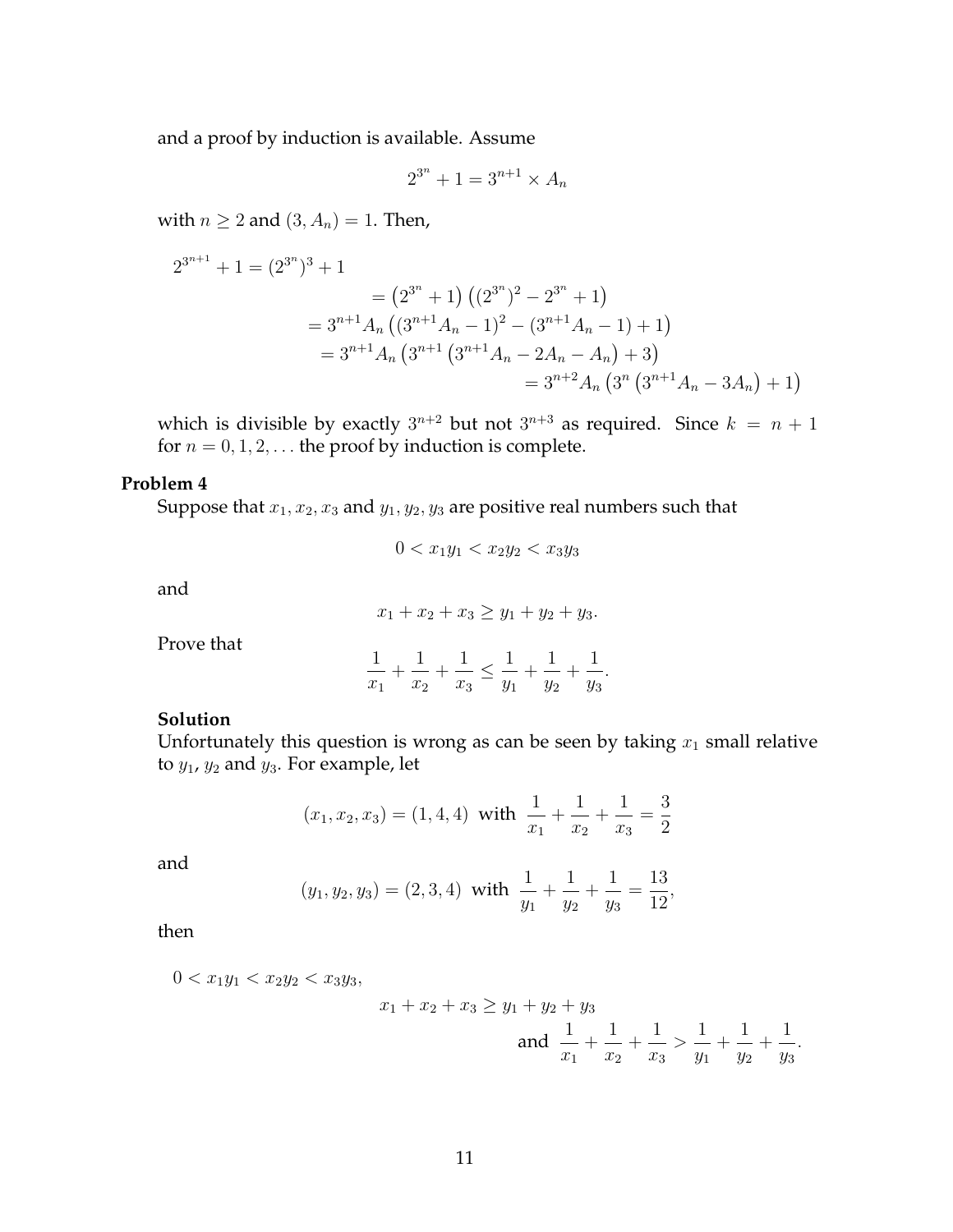and a proof by induction is available. Assume

$$2^{3^n} + 1 = 3^{n+1} \times A_n$$

with $n \geq 2$ and $(3, A_n) = 1$. Then,

$$\begin{aligned}
2^{3^{n+1}} + 1 &= (2^{3^n})^3 + 1 \\
&= \left(2^{3^n} + 1\right)\left((2^{3^n})^2 - 2^{3^n} + 1\right) \\
&= 3^{n+1}A_n\left((3^{n+1}A_n - 1)^2 - (3^{n+1}A_n - 1) + 1\right) \\
&= 3^{n+1}A_n\left(3^{n+1}\left(3^{n+1}A_n - 2A_n - A_n\right) + 3\right) \\
&= 3^{n+2}A_n\left(3^n\left(3^{n+1}A_n - 3A_n\right) + 1\right)
\end{aligned}$$

which is divisible by exactly $3^{n+2}$ but not $3^{n+3}$ as required. Since $k = n + 1$ for $n = 0, 1, 2, \ldots$ the proof by induction is complete.

**Problem 4**

Suppose that $x_1, x_2, x_3$ and $y_1, y_2, y_3$ are positive real numbers such that

$$0 < x_1y_1 < x_2y_2 < x_3y_3$$

and

$$x_1 + x_2 + x_3 \geq y_1 + y_2 + y_3.$$

Prove that

$$\frac{1}{x_1} + \frac{1}{x_2} + \frac{1}{x_3} \leq \frac{1}{y_1} + \frac{1}{y_2} + \frac{1}{y_3}.$$

**Solution**

Unfortunately this question is wrong as can be seen by taking $x_1$ small relative to $y_1$, $y_2$ and $y_3$. For example, let

$$(x_1, x_2, x_3) = (1, 4, 4) \text{ with } \frac{1}{x_1} + \frac{1}{x_2} + \frac{1}{x_3} = \frac{3}{2}$$

and

$$(y_1, y_2, y_3) = (2, 3, 4) \text{ with } \frac{1}{y_1} + \frac{1}{y_2} + \frac{1}{y_3} = \frac{13}{12},$$

then

$$\begin{aligned}
&0 < x_1y_1 < x_2y_2 < x_3y_3, \\
&x_1 + x_2 + x_3 \geq y_1 + y_2 + y_3 \\
&\text{and } \frac{1}{x_1} + \frac{1}{x_2} + \frac{1}{x_3} > \frac{1}{y_1} + \frac{1}{y_2} + \frac{1}{y_3}.
\end{aligned}$$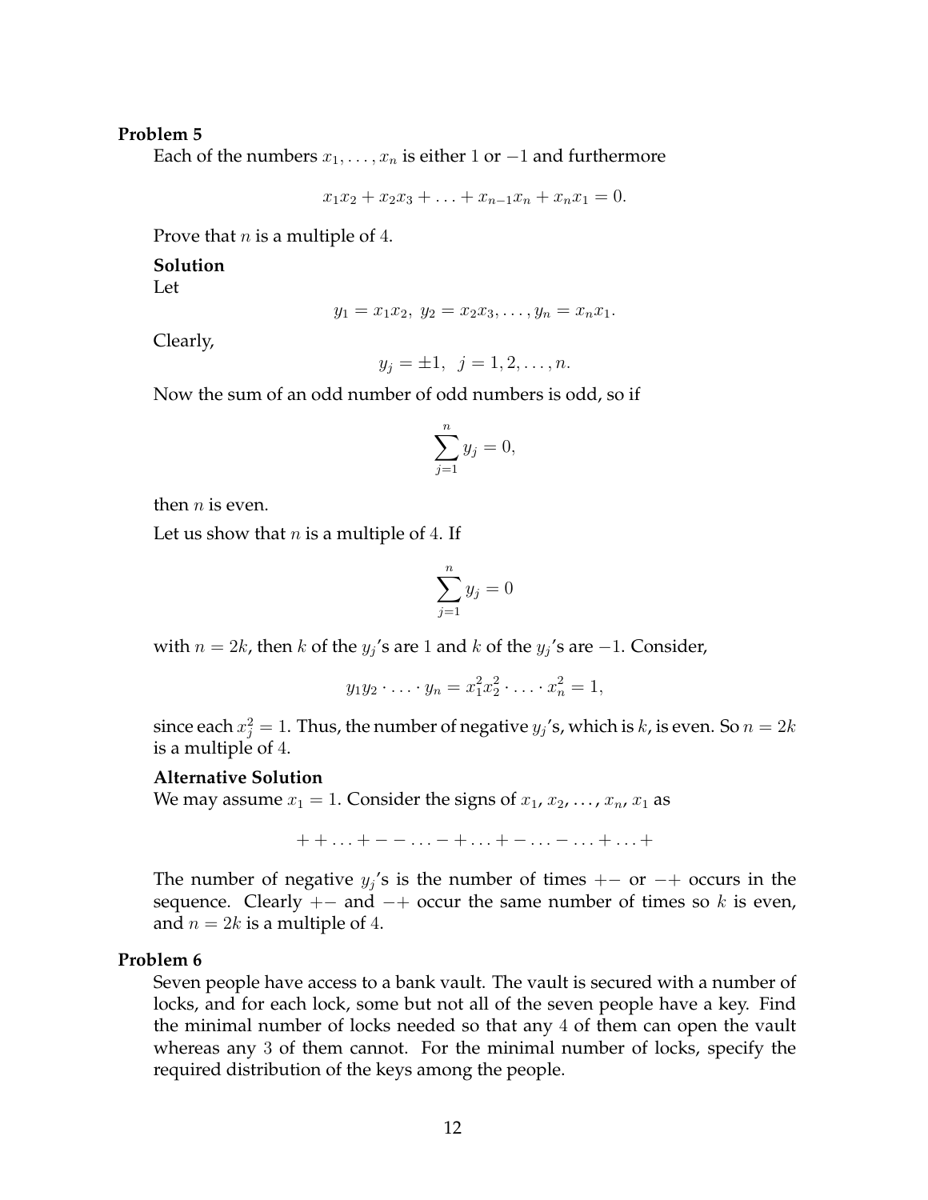**Problem 5**

Each of the numbers $x_1, \ldots, x_n$ is either $1$ or $-1$ and furthermore

$$x_1x_2 + x_2x_3 + \ldots + x_{n-1}x_n + x_nx_1 = 0.$$

Prove that $n$ is a multiple of $4$.

**Solution**

Let

$$y_1 = x_1x_2,\ y_2 = x_2x_3, \ldots, y_n = x_nx_1.$$

Clearly,

$$y_j = \pm 1, \quad j = 1, 2, \ldots, n.$$

Now the sum of an odd number of odd numbers is odd, so if

$$\sum_{j=1}^{n} y_j = 0,$$

then $n$ is even.

Let us show that $n$ is a multiple of $4$. If

$$\sum_{j=1}^{n} y_j = 0$$

with $n = 2k$, then $k$ of the $y_j$'s are $1$ and $k$ of the $y_j$'s are $-1$. Consider,

$$y_1y_2 \cdot \ldots \cdot y_n = x_1^2x_2^2 \cdot \ldots \cdot x_n^2 = 1,$$

since each $x_j^2 = 1$. Thus, the number of negative $y_j$'s, which is $k$, is even. So $n = 2k$ is a multiple of $4$.

**Alternative Solution**

We may assume $x_1 = 1$. Consider the signs of $x_1$, $x_2$, $\ldots$, $x_n$, $x_1$ as

$$+ + \ldots + - - \ldots - + \ldots + - \ldots - \ldots + \ldots +$$

The number of negative $y_j$'s is the number of times $+-$ or $-+$ occurs in the sequence. Clearly $+-$ and $-+$ occur the same number of times so $k$ is even, and $n = 2k$ is a multiple of $4$.

**Problem 6**

Seven people have access to a bank vault. The vault is secured with a number of locks, and for each lock, some but not all of the seven people have a key. Find the minimal number of locks needed so that any $4$ of them can open the vault whereas any $3$ of them cannot. For the minimal number of locks, specify the required distribution of the keys among the people.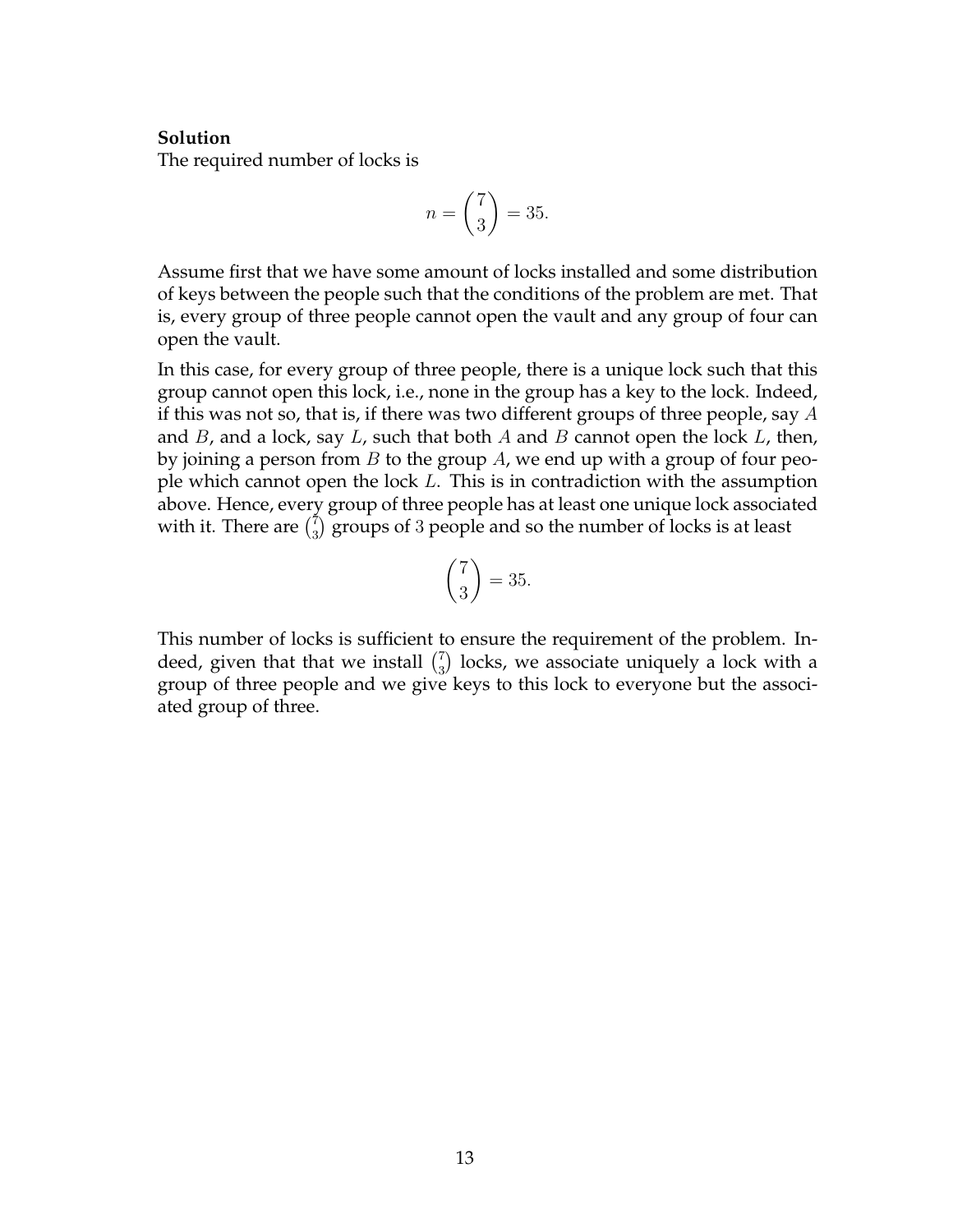**Solution**
The required number of locks is

$$n = \binom{7}{3} = 35.$$

Assume first that we have some amount of locks installed and some distribution of keys between the people such that the conditions of the problem are met. That is, every group of three people cannot open the vault and any group of four can open the vault.

In this case, for every group of three people, there is a unique lock such that this group cannot open this lock, i.e., none in the group has a key to the lock. Indeed, if this was not so, that is, if there was two different groups of three people, say $A$ and $B$, and a lock, say $L$, such that both $A$ and $B$ cannot open the lock $L$, then, by joining a person from $B$ to the group $A$, we end up with a group of four people which cannot open the lock $L$. This is in contradiction with the assumption above. Hence, every group of three people has at least one unique lock associated with it. There are $\binom{7}{3}$ groups of $3$ people and so the number of locks is at least

$$\binom{7}{3} = 35.$$

This number of locks is sufficient to ensure the requirement of the problem. Indeed, given that that we install $\binom{7}{3}$ locks, we associate uniquely a lock with a group of three people and we give keys to this lock to everyone but the associated group of three.